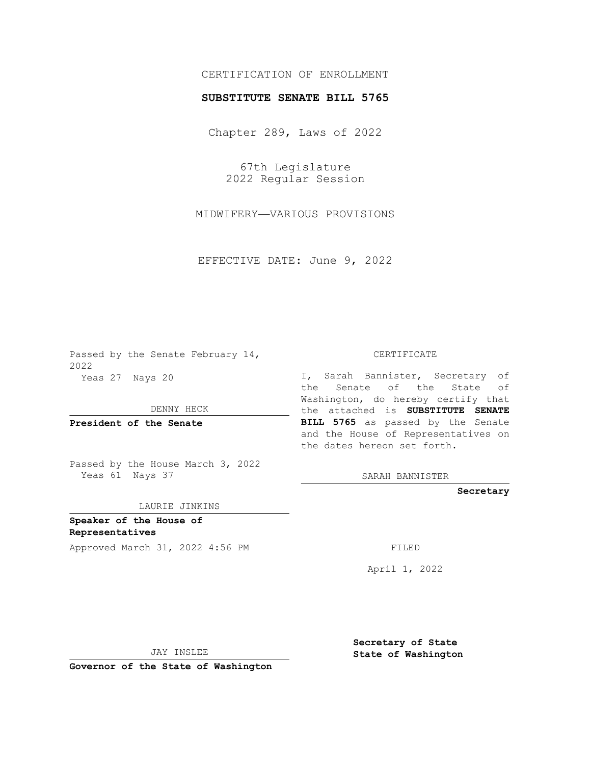CERTIFICATION OF ENROLLMENT

**SUBSTITUTE SENATE BILL 5765**

Chapter 289, Laws of 2022

67th Legislature
2022 Regular Session

MIDWIFERY—VARIOUS PROVISIONS

EFFECTIVE DATE: June 9, 2022

Passed by the Senate February 14, 2022
Yeas 27 Nays 20

DENNY HECK

**President of the Senate**

Passed by the House March 3, 2022
Yeas 61 Nays 37

LAURIE JINKINS

**Speaker of the House of Representatives**

Approved March 31, 2022 4:56 PM

JAY INSLEE

**Governor of the State of Washington**

CERTIFICATE

I, Sarah Bannister, Secretary of the Senate of the State of Washington, do hereby certify that the attached is **SUBSTITUTE SENATE BILL 5765** as passed by the Senate and the House of Representatives on the dates hereon set forth.

SARAH BANNISTER

**Secretary**

FILED

April 1, 2022

**Secretary of State**
**State of Washington**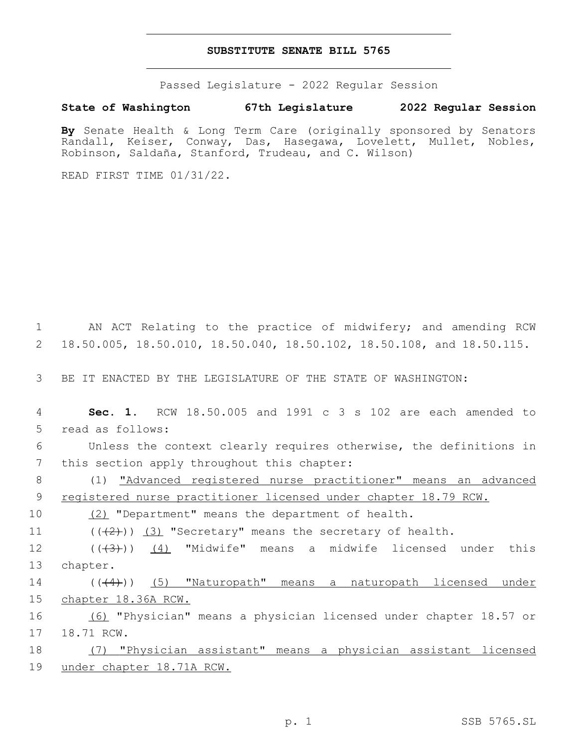# SUBSTITUTE SENATE BILL 5765

Passed Legislature - 2022 Regular Session

**State of Washington 67th Legislature 2022 Regular Session**

**By** Senate Health & Long Term Care (originally sponsored by Senators Randall, Keiser, Conway, Das, Hasegawa, Lovelett, Mullet, Nobles, Robinson, Saldaña, Stanford, Trudeau, and C. Wilson)

READ FIRST TIME 01/31/22.

1 AN ACT Relating to the practice of midwifery; and amending RCW 2 18.50.005, 18.50.010, 18.50.040, 18.50.102, 18.50.108, and 18.50.115.

3 BE IT ENACTED BY THE LEGISLATURE OF THE STATE OF WASHINGTON:

4 **Sec. 1.** RCW 18.50.005 and 1991 c 3 s 102 are each amended to 5 read as follows:

6 Unless the context clearly requires otherwise, the definitions in 7 this section apply throughout this chapter:

8 (1) "Advanced registered nurse practitioner" means an advanced 9 registered nurse practitioner licensed under chapter 18.79 RCW.

10 (2) "Department" means the department of health.

11 ((~~(2)~~)) (3) "Secretary" means the secretary of health.

12 ((~~(3)~~)) (4) "Midwife" means a midwife licensed under this 13 chapter.

14 ((~~(4)~~)) (5) "Naturopath" means a naturopath licensed under 15 chapter 18.36A RCW.

16 (6) "Physician" means a physician licensed under chapter 18.57 or 17 18.71 RCW.

18 (7) "Physician assistant" means a physician assistant licensed 19 under chapter 18.71A RCW.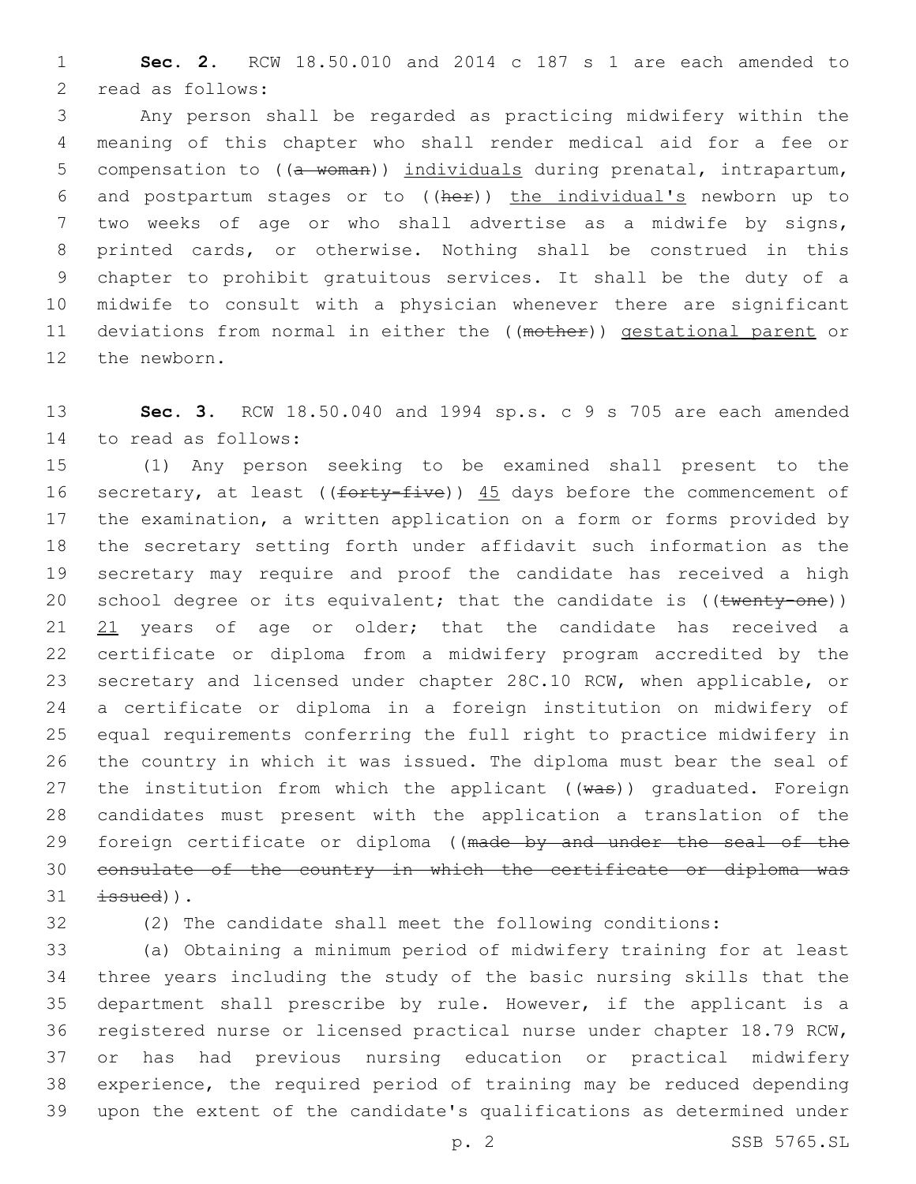**Sec. 2.** RCW 18.50.010 and 2014 c 187 s 1 are each amended to read as follows:

Any person shall be regarded as practicing midwifery within the meaning of this chapter who shall render medical aid for a fee or compensation to ((~~a woman~~)) <u>individuals</u> during prenatal, intrapartum, and postpartum stages or to ((~~her~~)) <u>the individual's</u> newborn up to two weeks of age or who shall advertise as a midwife by signs, printed cards, or otherwise. Nothing shall be construed in this chapter to prohibit gratuitous services. It shall be the duty of a midwife to consult with a physician whenever there are significant deviations from normal in either the ((~~mother~~)) <u>gestational parent</u> or the newborn.

**Sec. 3.** RCW 18.50.040 and 1994 sp.s. c 9 s 705 are each amended to read as follows:

(1) Any person seeking to be examined shall present to the secretary, at least ((~~forty-five~~)) <u>45</u> days before the commencement of the examination, a written application on a form or forms provided by the secretary setting forth under affidavit such information as the secretary may require and proof the candidate has received a high school degree or its equivalent; that the candidate is ((~~twenty-one~~)) <u>21</u> years of age or older; that the candidate has received a certificate or diploma from a midwifery program accredited by the secretary and licensed under chapter 28C.10 RCW, when applicable, or a certificate or diploma in a foreign institution on midwifery of equal requirements conferring the full right to practice midwifery in the country in which it was issued. The diploma must bear the seal of the institution from which the applicant ((~~was~~)) graduated. Foreign candidates must present with the application a translation of the foreign certificate or diploma ((~~made by and under the seal of the consulate of the country in which the certificate or diploma was issued~~)).

(2) The candidate shall meet the following conditions:

(a) Obtaining a minimum period of midwifery training for at least three years including the study of the basic nursing skills that the department shall prescribe by rule. However, if the applicant is a registered nurse or licensed practical nurse under chapter 18.79 RCW, or has had previous nursing education or practical midwifery experience, the required period of training may be reduced depending upon the extent of the candidate's qualifications as determined under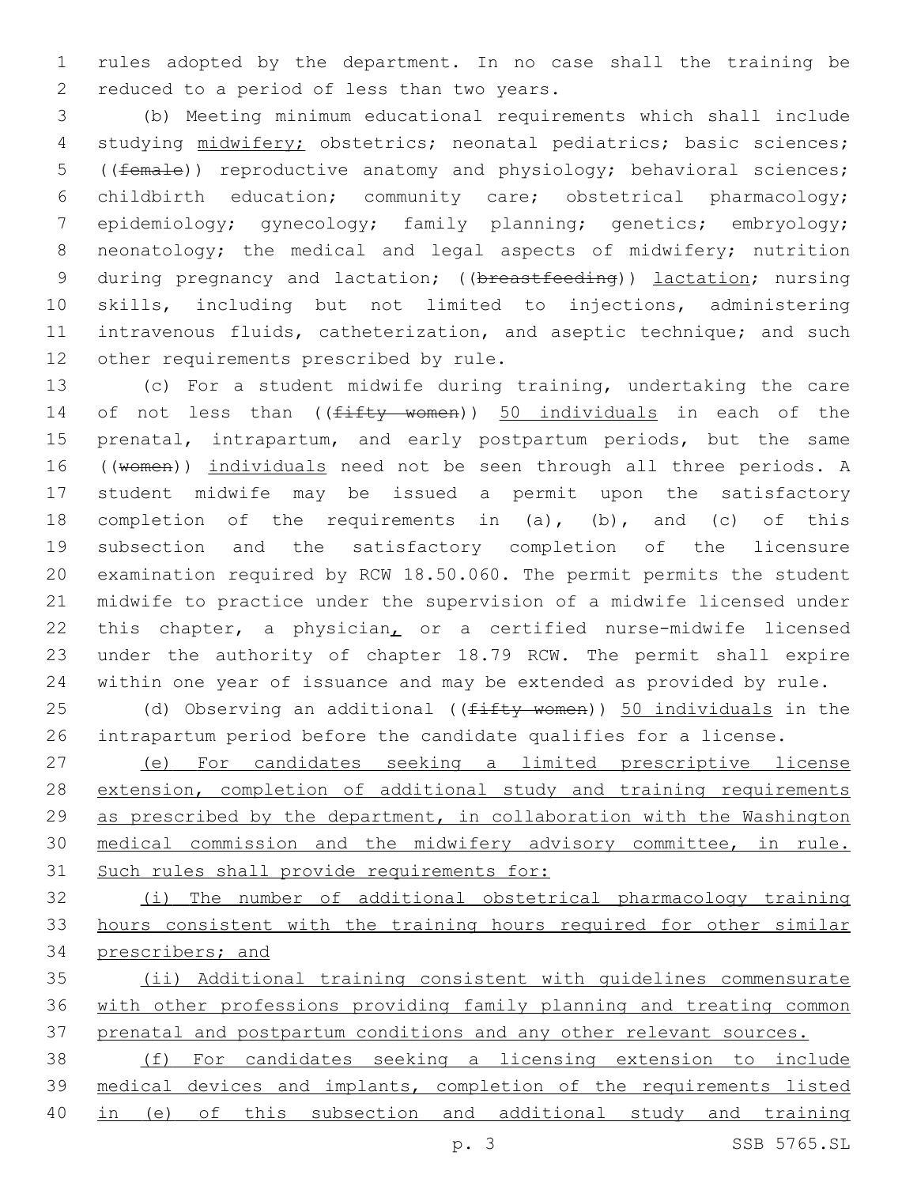rules adopted by the department. In no case shall the training be reduced to a period of less than two years.

(b) Meeting minimum educational requirements which shall include studying midwifery; obstetrics; neonatal pediatrics; basic sciences; ((female)) reproductive anatomy and physiology; behavioral sciences; childbirth education; community care; obstetrical pharmacology; epidemiology; gynecology; family planning; genetics; embryology; neonatology; the medical and legal aspects of midwifery; nutrition during pregnancy and lactation; ((breastfeeding)) lactation; nursing skills, including but not limited to injections, administering intravenous fluids, catheterization, and aseptic technique; and such other requirements prescribed by rule.

(c) For a student midwife during training, undertaking the care of not less than ((fifty women)) 50 individuals in each of the prenatal, intrapartum, and early postpartum periods, but the same ((women)) individuals need not be seen through all three periods. A student midwife may be issued a permit upon the satisfactory completion of the requirements in (a), (b), and (c) of this subsection and the satisfactory completion of the licensure examination required by RCW 18.50.060. The permit permits the student midwife to practice under the supervision of a midwife licensed under this chapter, a physician, or a certified nurse-midwife licensed under the authority of chapter 18.79 RCW. The permit shall expire within one year of issuance and may be extended as provided by rule.

(d) Observing an additional ((fifty women)) 50 individuals in the intrapartum period before the candidate qualifies for a license.

(e) For candidates seeking a limited prescriptive license extension, completion of additional study and training requirements as prescribed by the department, in collaboration with the Washington medical commission and the midwifery advisory committee, in rule. Such rules shall provide requirements for:

(i) The number of additional obstetrical pharmacology training hours consistent with the training hours required for other similar prescribers; and

(ii) Additional training consistent with guidelines commensurate with other professions providing family planning and treating common prenatal and postpartum conditions and any other relevant sources.

(f) For candidates seeking a licensing extension to include medical devices and implants, completion of the requirements listed in (e) of this subsection and additional study and training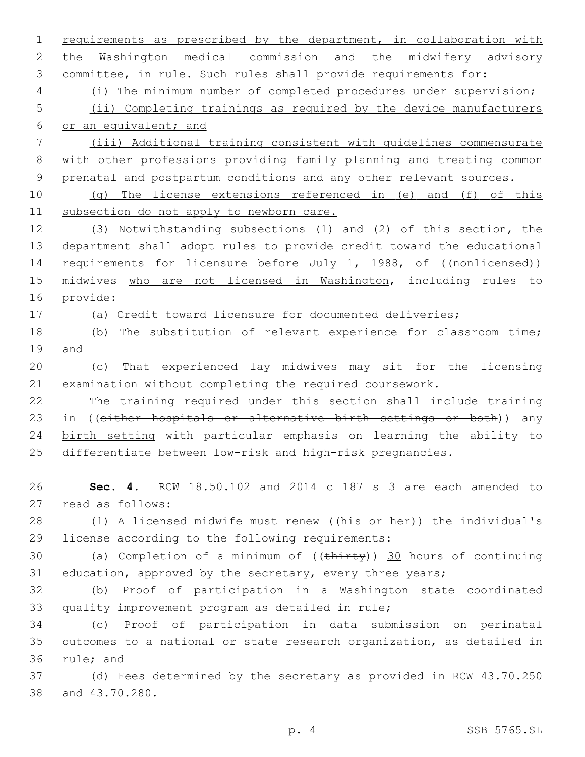requirements as prescribed by the department, in collaboration with the Washington medical commission and the midwifery advisory committee, in rule. Such rules shall provide requirements for:

(i) The minimum number of completed procedures under supervision;

(ii) Completing trainings as required by the device manufacturers or an equivalent; and

(iii) Additional training consistent with guidelines commensurate with other professions providing family planning and treating common prenatal and postpartum conditions and any other relevant sources.

(g) The license extensions referenced in (e) and (f) of this subsection do not apply to newborn care.

(3) Notwithstanding subsections (1) and (2) of this section, the department shall adopt rules to provide credit toward the educational requirements for licensure before July 1, 1988, of ((~~nonlicensed~~)) midwives who are not licensed in Washington, including rules to provide:

(a) Credit toward licensure for documented deliveries;

(b) The substitution of relevant experience for classroom time; and

(c) That experienced lay midwives may sit for the licensing examination without completing the required coursework.

The training required under this section shall include training in ((~~either hospitals or alternative birth settings or both~~)) any birth setting with particular emphasis on learning the ability to differentiate between low-risk and high-risk pregnancies.

**Sec. 4.** RCW 18.50.102 and 2014 c 187 s 3 are each amended to read as follows:

(1) A licensed midwife must renew ((~~his or her~~)) the individual's license according to the following requirements:

(a) Completion of a minimum of ((~~thirty~~)) 30 hours of continuing education, approved by the secretary, every three years;

(b) Proof of participation in a Washington state coordinated quality improvement program as detailed in rule;

(c) Proof of participation in data submission on perinatal outcomes to a national or state research organization, as detailed in rule; and

(d) Fees determined by the secretary as provided in RCW 43.70.250 and 43.70.280.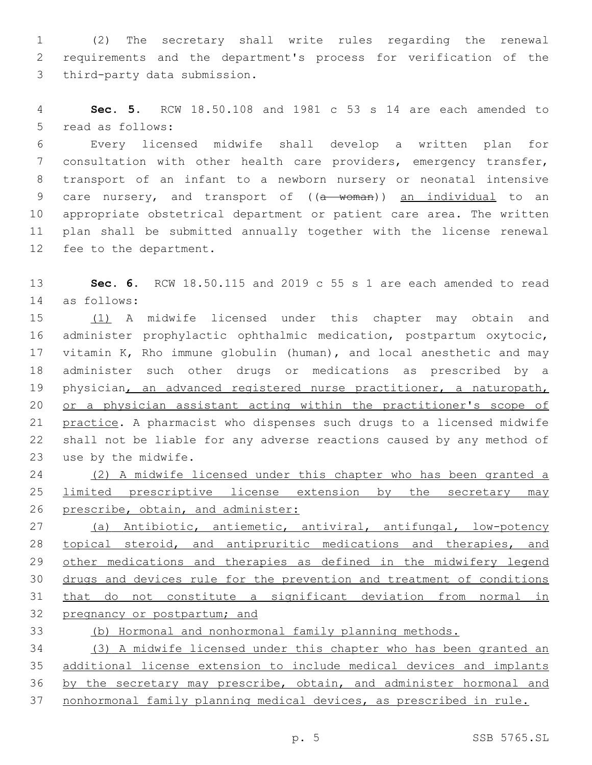(2) The secretary shall write rules regarding the renewal requirements and the department's process for verification of the third-party data submission.

**Sec. 5.** RCW 18.50.108 and 1981 c 53 s 14 are each amended to read as follows:

Every licensed midwife shall develop a written plan for consultation with other health care providers, emergency transfer, transport of an infant to a newborn nursery or neonatal intensive care nursery, and transport of ((~~a woman~~)) <u>an individual</u> to an appropriate obstetrical department or patient care area. The written plan shall be submitted annually together with the license renewal fee to the department.

**Sec. 6.** RCW 18.50.115 and 2019 c 55 s 1 are each amended to read as follows:

<u>(1)</u> A midwife licensed under this chapter may obtain and administer prophylactic ophthalmic medication, postpartum oxytocic, vitamin K, Rho immune globulin (human), and local anesthetic and may administer such other drugs or medications as prescribed by a physician<u>, an advanced registered nurse practitioner, a naturopath, or a physician assistant acting within the practitioner's scope of practice</u>. A pharmacist who dispenses such drugs to a licensed midwife shall not be liable for any adverse reactions caused by any method of use by the midwife.

<u>(2) A midwife licensed under this chapter who has been granted a limited prescriptive license extension by the secretary may prescribe, obtain, and administer:</u>

<u>(a) Antibiotic, antiemetic, antiviral, antifungal, low-potency topical steroid, and antipruritic medications and therapies, and other medications and therapies as defined in the midwifery legend drugs and devices rule for the prevention and treatment of conditions that do not constitute a significant deviation from normal in pregnancy or postpartum; and</u>

<u>(b) Hormonal and nonhormonal family planning methods.</u>

<u>(3) A midwife licensed under this chapter who has been granted an additional license extension to include medical devices and implants by the secretary may prescribe, obtain, and administer hormonal and nonhormonal family planning medical devices, as prescribed in rule.</u>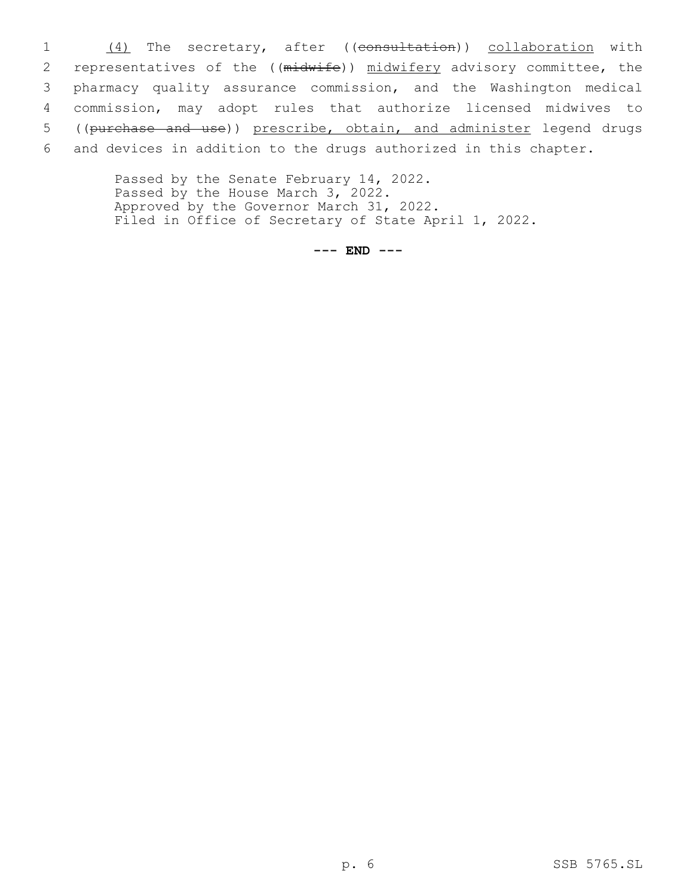(4) The secretary, after ((~~consultation~~)) collaboration with representatives of the ((~~midwife~~)) midwifery advisory committee, the pharmacy quality assurance commission, and the Washington medical commission, may adopt rules that authorize licensed midwives to ((~~purchase and use~~)) prescribe, obtain, and administer legend drugs and devices in addition to the drugs authorized in this chapter.

Passed by the Senate February 14, 2022.
Passed by the House March 3, 2022.
Approved by the Governor March 31, 2022.
Filed in Office of Secretary of State April 1, 2022.

**--- END ---**